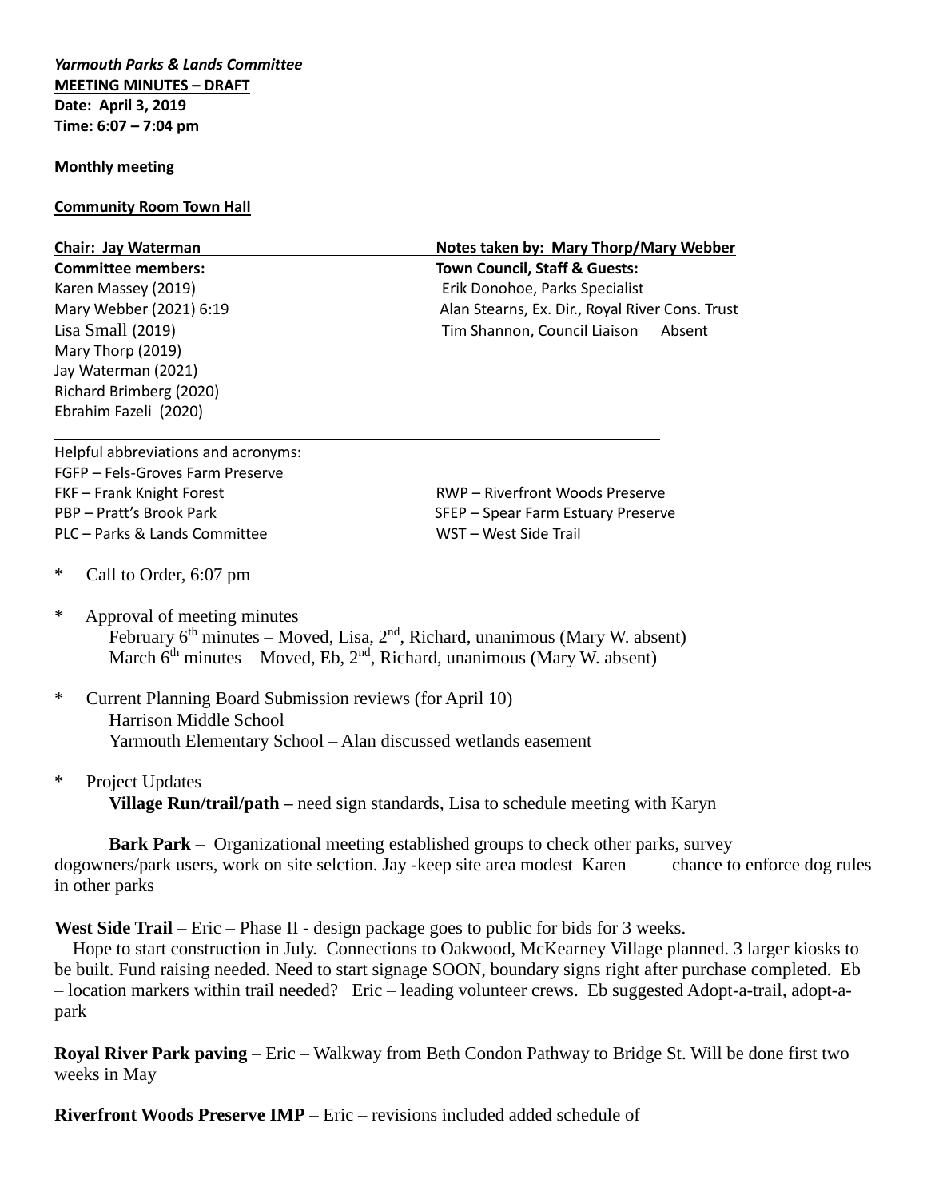***Yarmouth Parks & Lands Committee***
**MEETING MINUTES – DRAFT**
**Date: April 3, 2019**
**Time: 6:07 – 7:04 pm**

**Monthly meeting**

**Community Room Town Hall**

**Chair: Jay Waterman**

**Notes taken by: Mary Thorp/Mary Webber**

**Committee members:**
Karen Massey (2019)
Mary Webber (2021) 6:19
Lisa Small (2019)
Mary Thorp (2019)
Jay Waterman (2021)
Richard Brimberg (2020)
Ebrahim Fazeli (2020)

**Town Council, Staff & Guests:**
Erik Donohoe, Parks Specialist
Alan Stearns, Ex. Dir., Royal River Cons. Trust
Tim Shannon, Council Liaison Absent

Helpful abbreviations and acronyms:
FGFP – Fels-Groves Farm Preserve
FKF – Frank Knight Forest
PBP – Pratt's Brook Park
PLC – Parks & Lands Committee
RWP – Riverfront Woods Preserve
SFEP – Spear Farm Estuary Preserve
WST – West Side Trail

\* Call to Order, 6:07 pm

\* Approval of meeting minutes
February 6th minutes – Moved, Lisa, 2nd, Richard, unanimous (Mary W. absent)
March 6th minutes – Moved, Eb, 2nd, Richard, unanimous (Mary W. absent)

\* Current Planning Board Submission reviews (for April 10)
Harrison Middle School
Yarmouth Elementary School – Alan discussed wetlands easement

\* Project Updates
**Village Run/trail/path –** need sign standards, Lisa to schedule meeting with Karyn

**Bark Park** – Organizational meeting established groups to check other parks, survey dogowners/park users, work on site selction. Jay -keep site area modest Karen – chance to enforce dog rules in other parks

**West Side Trail** – Eric – Phase II - design package goes to public for bids for 3 weeks.
Hope to start construction in July. Connections to Oakwood, McKearney Village planned. 3 larger kiosks to be built. Fund raising needed. Need to start signage SOON, boundary signs right after purchase completed. Eb – location markers within trail needed? Eric – leading volunteer crews. Eb suggested Adopt-a-trail, adopt-a-park

**Royal River Park paving** – Eric – Walkway from Beth Condon Pathway to Bridge St. Will be done first two weeks in May

**Riverfront Woods Preserve IMP** – Eric – revisions included added schedule of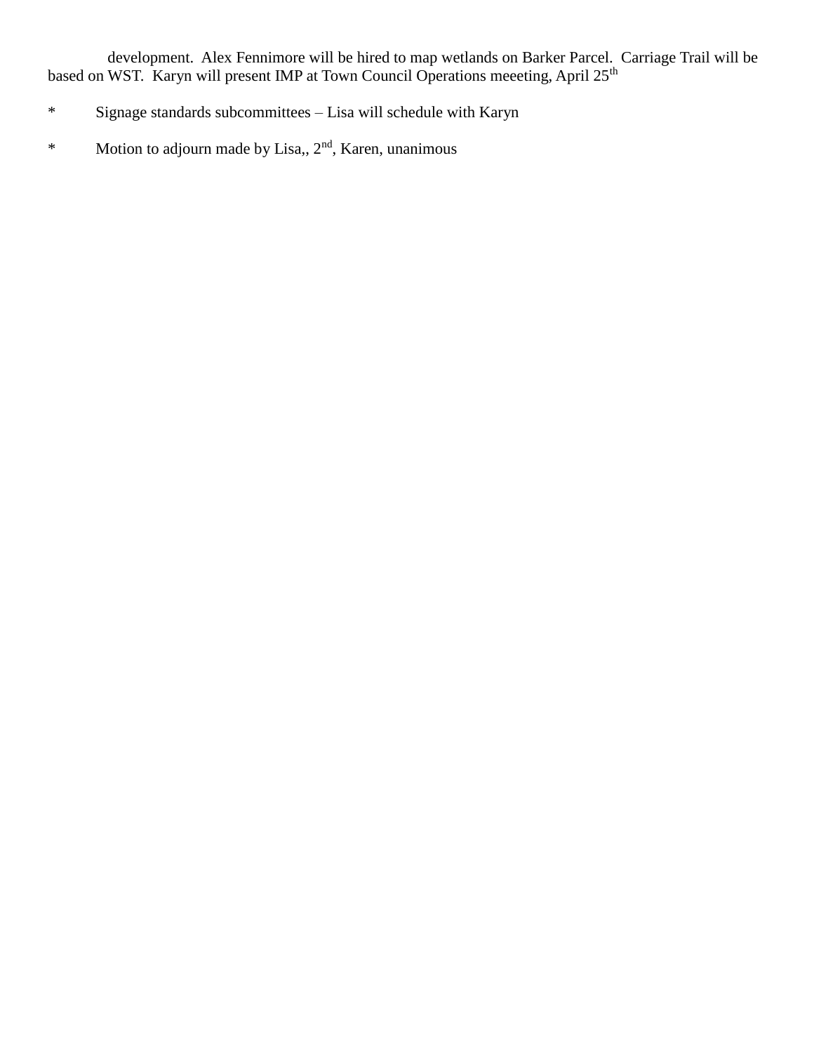development. Alex Fennimore will be hired to map wetlands on Barker Parcel. Carriage Trail will be based on WST. Karyn will present IMP at Town Council Operations meeeting, April 25th

* Signage standards subcommittees – Lisa will schedule with Karyn

* Motion to adjourn made by Lisa,, 2nd, Karen, unanimous